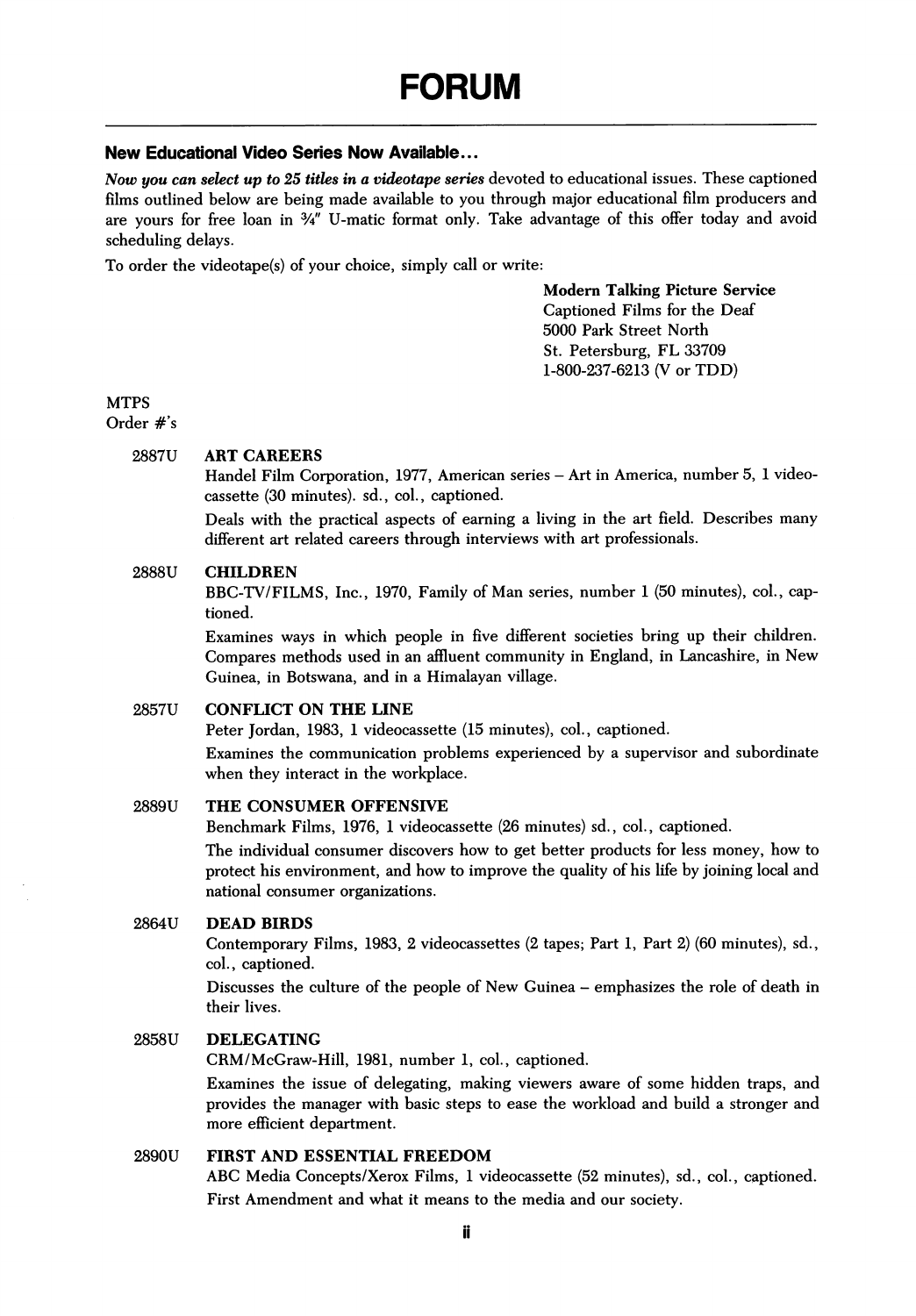# FORUM

## New Educational Video Series Now Available...

*Now you can select up to 25 titles in a videotape series* devoted to educational issues. These captioned films outlined below are being made available to you through major educational film producers and are yours for free loan in ¾" U-matic format only. Take advantage of this offer today and avoid scheduling delays.

To order the videotape(s) of your choice, simply call or write:

**Modern Talking Picture Service**
Captioned Films for the Deaf
5000 Park Street North
St. Petersburg, FL 33709
1-800-237-6213 (V or TDD)

MTPS
Order #'s

**2887U — ART CAREERS**
Handel Film Corporation, 1977, American series – Art in America, number 5, 1 videocassette (30 minutes). sd., col., captioned.
Deals with the practical aspects of earning a living in the art field. Describes many different art related careers through interviews with art professionals.

**2888U — CHILDREN**
BBC-TV/FILMS, Inc., 1970, Family of Man series, number 1 (50 minutes), col., captioned.
Examines ways in which people in five different societies bring up their children. Compares methods used in an affluent community in England, in Lancashire, in New Guinea, in Botswana, and in a Himalayan village.

**2857U — CONFLICT ON THE LINE**
Peter Jordan, 1983, 1 videocassette (15 minutes), col., captioned.
Examines the communication problems experienced by a supervisor and subordinate when they interact in the workplace.

**2889U — THE CONSUMER OFFENSIVE**
Benchmark Films, 1976, 1 videocassette (26 minutes) sd., col., captioned.
The individual consumer discovers how to get better products for less money, how to protect his environment, and how to improve the quality of his life by joining local and national consumer organizations.

**2864U — DEAD BIRDS**
Contemporary Films, 1983, 2 videocassettes (2 tapes; Part 1, Part 2) (60 minutes), sd., col., captioned.
Discusses the culture of the people of New Guinea – emphasizes the role of death in their lives.

**2858U — DELEGATING**
CRM/McGraw-Hill, 1981, number 1, col., captioned.
Examines the issue of delegating, making viewers aware of some hidden traps, and provides the manager with basic steps to ease the workload and build a stronger and more efficient department.

**2890U — FIRST AND ESSENTIAL FREEDOM**
ABC Media Concepts/Xerox Films, 1 videocassette (52 minutes), sd., col., captioned.
First Amendment and what it means to the media and our society.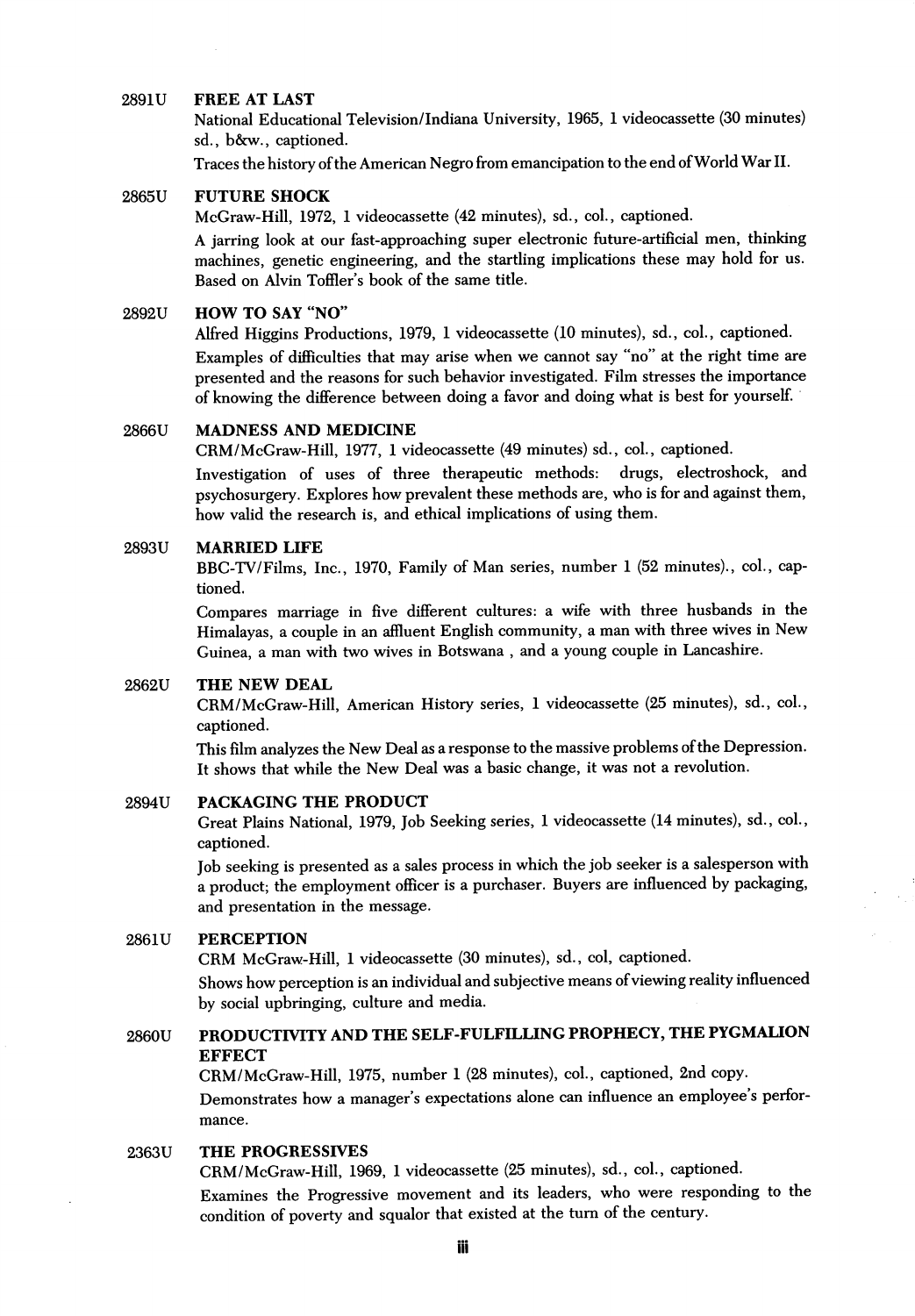**2891U FREE AT LAST**

National Educational Television/Indiana University, 1965, 1 videocassette (30 minutes) sd., b&w., captioned.

Traces the history of the American Negro from emancipation to the end of World War II.

**2865U FUTURE SHOCK**

McGraw-Hill, 1972, 1 videocassette (42 minutes), sd., col., captioned.

A jarring look at our fast-approaching super electronic future-artificial men, thinking machines, genetic engineering, and the startling implications these may hold for us. Based on Alvin Toffler's book of the same title.

**2892U HOW TO SAY "NO"**

Alfred Higgins Productions, 1979, 1 videocassette (10 minutes), sd., col., captioned.

Examples of difficulties that may arise when we cannot say "no" at the right time are presented and the reasons for such behavior investigated. Film stresses the importance of knowing the difference between doing a favor and doing what is best for yourself.

**2866U MADNESS AND MEDICINE**

CRM/McGraw-Hill, 1977, 1 videocassette (49 minutes) sd., col., captioned.

Investigation of uses of three therapeutic methods: drugs, electroshock, and psychosurgery. Explores how prevalent these methods are, who is for and against them, how valid the research is, and ethical implications of using them.

**2893U MARRIED LIFE**

BBC-TV/Films, Inc., 1970, Family of Man series, number 1 (52 minutes)., col., captioned.

Compares marriage in five different cultures: a wife with three husbands in the Himalayas, a couple in an affluent English community, a man with three wives in New Guinea, a man with two wives in Botswana , and a young couple in Lancashire.

**2862U THE NEW DEAL**

CRM/McGraw-Hill, American History series, 1 videocassette (25 minutes), sd., col., captioned.

This film analyzes the New Deal as a response to the massive problems of the Depression. It shows that while the New Deal was a basic change, it was not a revolution.

**2894U PACKAGING THE PRODUCT**

Great Plains National, 1979, Job Seeking series, 1 videocassette (14 minutes), sd., col., captioned.

Job seeking is presented as a sales process in which the job seeker is a salesperson with a product; the employment officer is a purchaser. Buyers are influenced by packaging, and presentation in the message.

**2861U PERCEPTION**

CRM McGraw-Hill, 1 videocassette (30 minutes), sd., col, captioned.

Shows how perception is an individual and subjective means of viewing reality influenced by social upbringing, culture and media.

**2860U PRODUCTIVITY AND THE SELF-FULFILLING PROPHECY, THE PYGMALION EFFECT**

CRM/McGraw-Hill, 1975, number 1 (28 minutes), col., captioned, 2nd copy.

Demonstrates how a manager's expectations alone can influence an employee's performance.

**2363U THE PROGRESSIVES**

CRM/McGraw-Hill, 1969, 1 videocassette (25 minutes), sd., col., captioned.

Examines the Progressive movement and its leaders, who were responding to the condition of poverty and squalor that existed at the turn of the century.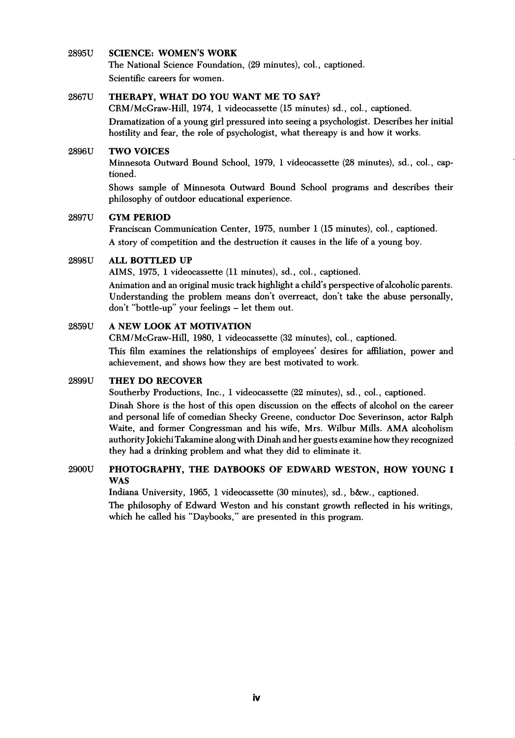**2895U SCIENCE: WOMEN'S WORK**

The National Science Foundation, (29 minutes), col., captioned.

Scientific careers for women.

**2867U THERAPY, WHAT DO YOU WANT ME TO SAY?**

CRM/McGraw-Hill, 1974, 1 videocassette (15 minutes) sd., col., captioned.

Dramatization of a young girl pressured into seeing a psychologist. Describes her initial hostility and fear, the role of psychologist, what thereapy is and how it works.

**2896U TWO VOICES**

Minnesota Outward Bound School, 1979, 1 videocassette (28 minutes), sd., col., captioned.

Shows sample of Minnesota Outward Bound School programs and describes their philosophy of outdoor educational experience.

**2897U GYM PERIOD**

Franciscan Communication Center, 1975, number 1 (15 minutes), col., captioned.

A story of competition and the destruction it causes in the life of a young boy.

**2898U ALL BOTTLED UP**

AIMS, 1975, 1 videocassette (11 minutes), sd., col., captioned.

Animation and an original music track highlight a child's perspective of alcoholic parents. Understanding the problem means don't overreact, don't take the abuse personally, don't "bottle-up" your feelings – let them out.

**2859U A NEW LOOK AT MOTIVATION**

CRM/McGraw-Hill, 1980, 1 videocassette (32 minutes), col., captioned.

This film examines the relationships of employees' desires for affiliation, power and achievement, and shows how they are best motivated to work.

**2899U THEY DO RECOVER**

Southerby Productions, Inc., 1 videocassette (22 minutes), sd., col., captioned.

Dinah Shore is the host of this open discussion on the effects of alcohol on the career and personal life of comedian Shecky Greene, conductor Doc Severinson, actor Ralph Waite, and former Congressman and his wife, Mrs. Wilbur Mills. AMA alcoholism authority Jokichi Takamine along with Dinah and her guests examine how they recognized they had a drinking problem and what they did to eliminate it.

**2900U PHOTOGRAPHY, THE DAYBOOKS OF EDWARD WESTON, HOW YOUNG I WAS**

Indiana University, 1965, 1 videocassette (30 minutes), sd., b&w., captioned.

The philosophy of Edward Weston and his constant growth reflected in his writings, which he called his "Daybooks," are presented in this program.